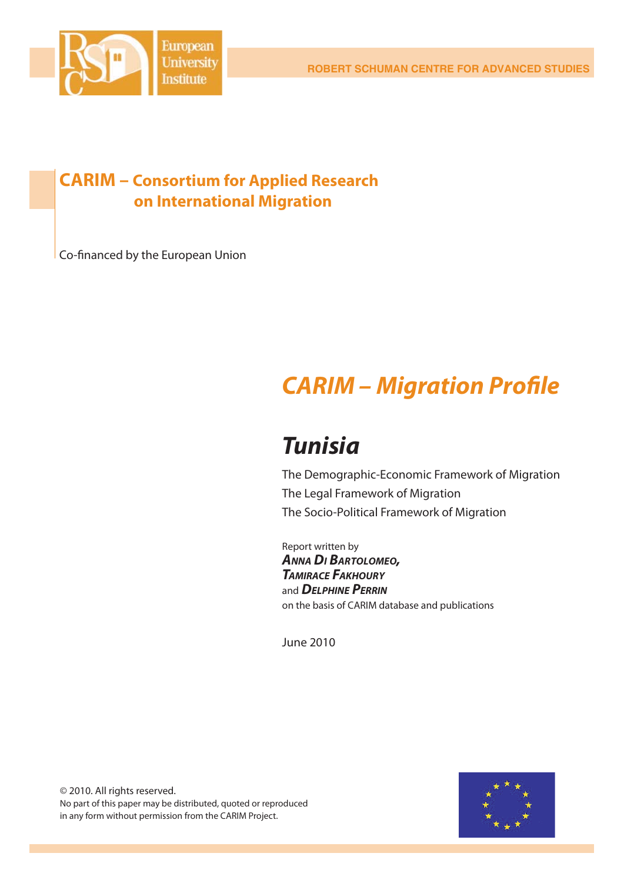European University Institute

ROBERT SCHUMAN CENTRE FOR ADVANCED STUDIES

## CARIM – Consortium for Applied Research on International Migration

Co-financed by the European Union

# *CARIM – Migration Profile*

# *Tunisia*

The Demographic-Economic Framework of Migration
The Legal Framework of Migration
The Socio-Political Framework of Migration

Report written by
***Anna Di Bartolomeo,***
***Tamirace Fakhoury***
and ***Delphine Perrin***
on the basis of CARIM database and publications

June 2010

© 2010. All rights reserved.
No part of this paper may be distributed, quoted or reproduced in any form without permission from the CARIM Project.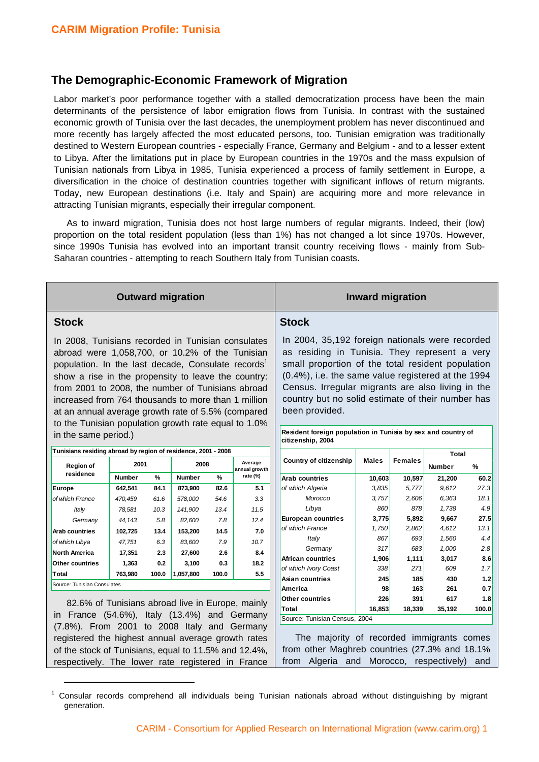## The Demographic-Economic Framework of Migration

Labor market's poor performance together with a stalled democratization process have been the main determinants of the persistence of labor emigration flows from Tunisia. In contrast with the sustained economic growth of Tunisia over the last decades, the unemployment problem has never discontinued and more recently has largely affected the most educated persons, too. Tunisian emigration was traditionally destined to Western European countries - especially France, Germany and Belgium - and to a lesser extent to Libya. After the limitations put in place by European countries in the 1970s and the mass expulsion of Tunisian nationals from Libya in 1985, Tunisia experienced a process of family settlement in Europe, a diversification in the choice of destination countries together with significant inflows of return migrants. Today, new European destinations (i.e. Italy and Spain) are acquiring more and more relevance in attracting Tunisian migrants, especially their irregular component.

As to inward migration, Tunisia does not host large numbers of regular migrants. Indeed, their (low) proportion on the total resident population (less than 1%) has not changed a lot since 1970s. However, since 1990s Tunisia has evolved into an important transit country receiving flows - mainly from Sub-Saharan countries - attempting to reach Southern Italy from Tunisian coasts.

### Outward migration

#### Stock

In 2008, Tunisians recorded in Tunisian consulates abroad were 1,058,700, or 10.2% of the Tunisian population. In the last decade, Consulate records[1] show a rise in the propensity to leave the country: from 2001 to 2008, the number of Tunisians abroad increased from 764 thousands to more than 1 million at an annual average growth rate of 5.5% (compared to the Tunisian population growth rate equal to 1.0% in the same period.)

**Tunisians residing abroad by region of residence, 2001 - 2008**

| Region of residence | 2001 | | 2008 | | Average annual growth rate (%) |
|---|---|---|---|---|---|
| | Number | % | Number | % | |
| **Europe** | **642,541** | **84.1** | **873,900** | **82.6** | **5.1** |
| *of which France* | *470,459* | *61.6* | *578,000* | *54.6* | *3.3* |
| *Italy* | *78,581* | *10.3* | *141,900* | *13.4* | *11.5* |
| *Germany* | *44,143* | *5.8* | *82,600* | *7.8* | *12.4* |
| **Arab countries** | **102,725** | **13.4** | **153,200** | **14.5** | **7.0** |
| *of which Libya* | *47,751* | *6.3* | *83,600* | *7.9* | *10.7* |
| **North America** | **17,351** | **2.3** | **27,600** | **2.6** | **8.4** |
| **Other countries** | **1,363** | **0.2** | **3,100** | **0.3** | **18.2** |
| **Total** | **763,980** | **100.0** | **1,057,800** | **100.0** | **5.5** |

Source: Tunisian Consulates

82.6% of Tunisians abroad live in Europe, mainly in France (54.6%), Italy (13.4%) and Germany (7.8%). From 2001 to 2008 Italy and Germany registered the highest annual average growth rates of the stock of Tunisians, equal to 11.5% and 12.4%, respectively. The lower rate registered in France

### Inward migration

#### Stock

In 2004, 35,192 foreign nationals were recorded as residing in Tunisia. They represent a very small proportion of the total resident population (0.4%), i.e. the same value registered at the 1994 Census. Irregular migrants are also living in the country but no solid estimate of their number has been provided.

**Resident foreign population in Tunisia by sex and country of citizenship, 2004**

| Country of citizenship | Males | Females | Total | |
|---|---|---|---|---|
| | | | Number | % |
| **Arab countries** | **10,603** | **10,597** | **21,200** | **60.2** |
| *of which Algeria* | *3,835* | *5,777* | *9,612* | *27.3* |
| *Morocco* | *3,757* | *2,606* | *6,363* | *18.1* |
| *Libya* | *860* | *878* | *1,738* | *4.9* |
| **European countries** | **3,775** | **5,892** | **9,667** | **27.5** |
| *of which France* | *1,750* | *2,862* | *4,612* | *13.1* |
| *Italy* | *867* | *693* | *1,560* | *4.4* |
| *Germany* | *317* | *683* | *1,000* | *2.8* |
| **African countries** | **1,906** | **1,111** | **3,017** | **8.6** |
| *of which Ivory Coast* | *338* | *271* | *609* | *1.7* |
| **Asian countries** | **245** | **185** | **430** | **1.2** |
| **America** | **98** | **163** | **261** | **0.7** |
| **Other countries** | **226** | **391** | **617** | **1.8** |
| **Total** | **16,853** | **18,339** | **35,192** | **100.0** |

Source: Tunisian Census, 2004

The majority of recorded immigrants comes from other Maghreb countries (27.3% and 18.1% from Algeria and Morocco, respectively) and

---

[1] Consular records comprehend all individuals being Tunisian nationals abroad without distinguishing by migrant generation.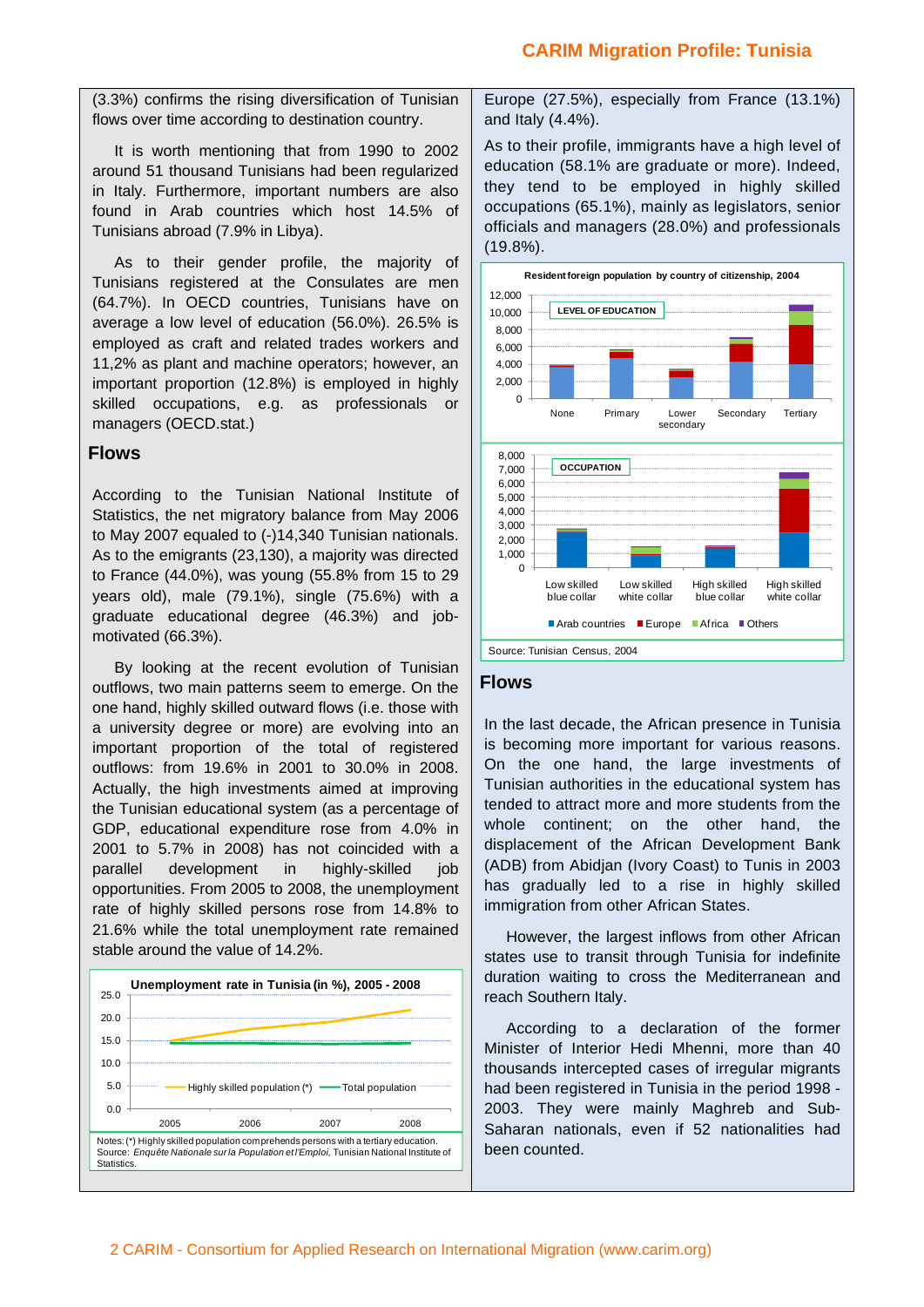(3.3%) confirms the rising diversification of Tunisian flows over time according to destination country.

It is worth mentioning that from 1990 to 2002 around 51 thousand Tunisians had been regularized in Italy. Furthermore, important numbers are also found in Arab countries which host 14.5% of Tunisians abroad (7.9% in Libya).

As to their gender profile, the majority of Tunisians registered at the Consulates are men (64.7%). In OECD countries, Tunisians have on average a low level of education (56.0%). 26.5% is employed as craft and related trades workers and 11,2% as plant and machine operators; however, an important proportion (12.8%) is employed in highly skilled occupations, e.g. as professionals or managers (OECD.stat.)

## Flows

According to the Tunisian National Institute of Statistics, the net migratory balance from May 2006 to May 2007 equaled to (-)14,340 Tunisian nationals. As to the emigrants (23,130), a majority was directed to France (44.0%), was young (55.8% from 15 to 29 years old), male (79.1%), single (75.6%) with a graduate educational degree (46.3%) and job-motivated (66.3%).

By looking at the recent evolution of Tunisian outflows, two main patterns seem to emerge. On the one hand, highly skilled outward flows (i.e. those with a university degree or more) are evolving into an important proportion of the total of registered outflows: from 19.6% in 2001 to 30.0% in 2008. Actually, the high investments aimed at improving the Tunisian educational system (as a percentage of GDP, educational expenditure rose from 4.0% in 2001 to 5.7% in 2008) has not coincided with a parallel development in highly-skilled job opportunities. From 2005 to 2008, the unemployment rate of highly skilled persons rose from 14.8% to 21.6% while the total unemployment rate remained stable around the value of 14.2%.

**Unemployment rate in Tunisia (in %), 2005 - 2008**

Notes: (*) Highly skilled population comprehends persons with a tertiary education.
Source: *Enquête Nationale sur la Population et l'Emploi*, Tunisian National Institute of Statistics.

Europe (27.5%), especially from France (13.1%) and Italy (4.4%).

As to their profile, immigrants have a high level of education (58.1% are graduate or more). Indeed, they tend to be employed in highly skilled occupations (65.1%), mainly as legislators, senior officials and managers (28.0%) and professionals (19.8%).

**Resident foreign population by country of citizenship, 2004**

LEVEL OF EDUCATION

OCCUPATION

Source: Tunisian Census, 2004

## Flows

In the last decade, the African presence in Tunisia is becoming more important for various reasons. On the one hand, the large investments of Tunisian authorities in the educational system has tended to attract more and more students from the whole continent; on the other hand, the displacement of the African Development Bank (ADB) from Abidjan (Ivory Coast) to Tunis in 2003 has gradually led to a rise in highly skilled immigration from other African States.

However, the largest inflows from other African states use to transit through Tunisia for indefinite duration waiting to cross the Mediterranean and reach Southern Italy.

According to a declaration of the former Minister of Interior Hedi Mhenni, more than 40 thousands intercepted cases of irregular migrants had been registered in Tunisia in the period 1998 - 2003. They were mainly Maghreb and Sub-Saharan nationals, even if 52 nationalities had been counted.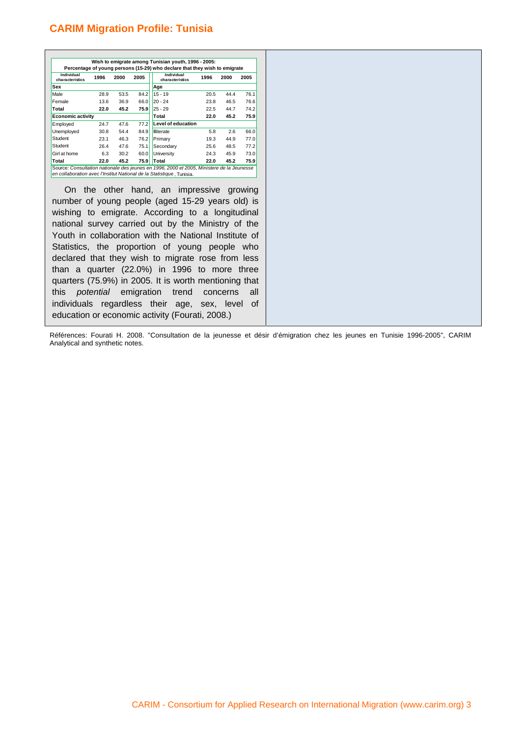## CARIM Migration Profile: Tunisia

**Wish to emigrate among Tunisian youth, 1996 - 2005:**
**Percentage of young persons (15-29) who declare that they wish to emigrate**

| Individual characteristics | 1996 | 2000 | 2005 | Individual characteristics | 1996 | 2000 | 2005 |
|---|---|---|---|---|---|---|---|
| **Sex** | | | | **Age** | | | |
| Male | 28.9 | 53.5 | 84.2 | 15 - 19 | 20.5 | 44.4 | 76.1 |
| Female | 13.6 | 36.9 | 66.0 | 20 - 24 | 23.8 | 46.5 | 76.6 |
| **Total** | **22.0** | **45.2** | **75.9** | 25 - 29 | 22.5 | 44.7 | 74.2 |
| **Economic activity** | | | | **Total** | **22.0** | **45.2** | **75.9** |
| Employed | 24.7 | 47.6 | 77.2 | **Level of education** | | | |
| Unemployed | 30.8 | 54.4 | 84.9 | Illiterate | 5.8 | 2.6 | 66.0 |
| Student | 23.1 | 46.3 | 76.2 | Primary | 19.3 | 44.9 | 77.0 |
| Student | 26.4 | 47.6 | 75.1 | Secondary | 25.6 | 48.5 | 77.2 |
| Girl at home | 6.3 | 30.2 | 60.0 | University | 24.3 | 45.9 | 73.0 |
| **Total** | **22.0** | **45.2** | **75.9** | **Total** | **22.0** | **45.2** | **75.9** |

Source: *Consultation nationale des jeunes en 1996, 2000 et 2005, Ministere de la Jeunesse en collaboration avec l'Institut National de la Statistique*, Tunisia.

On the other hand, an impressive growing number of young people (aged 15-29 years old) is wishing to emigrate. According to a longitudinal national survey carried out by the Ministry of the Youth in collaboration with the National Institute of Statistics, the proportion of young people who declared that they wish to migrate rose from less than a quarter (22.0%) in 1996 to more three quarters (75.9%) in 2005. It is worth mentioning that this *potential* emigration trend concerns all individuals regardless their age, sex, level of education or economic activity (Fourati, 2008.)

Références: Fourati H. 2008. "Consultation de la jeunesse et désir d'émigration chez les jeunes en Tunisie 1996-2005", CARIM Analytical and synthetic notes.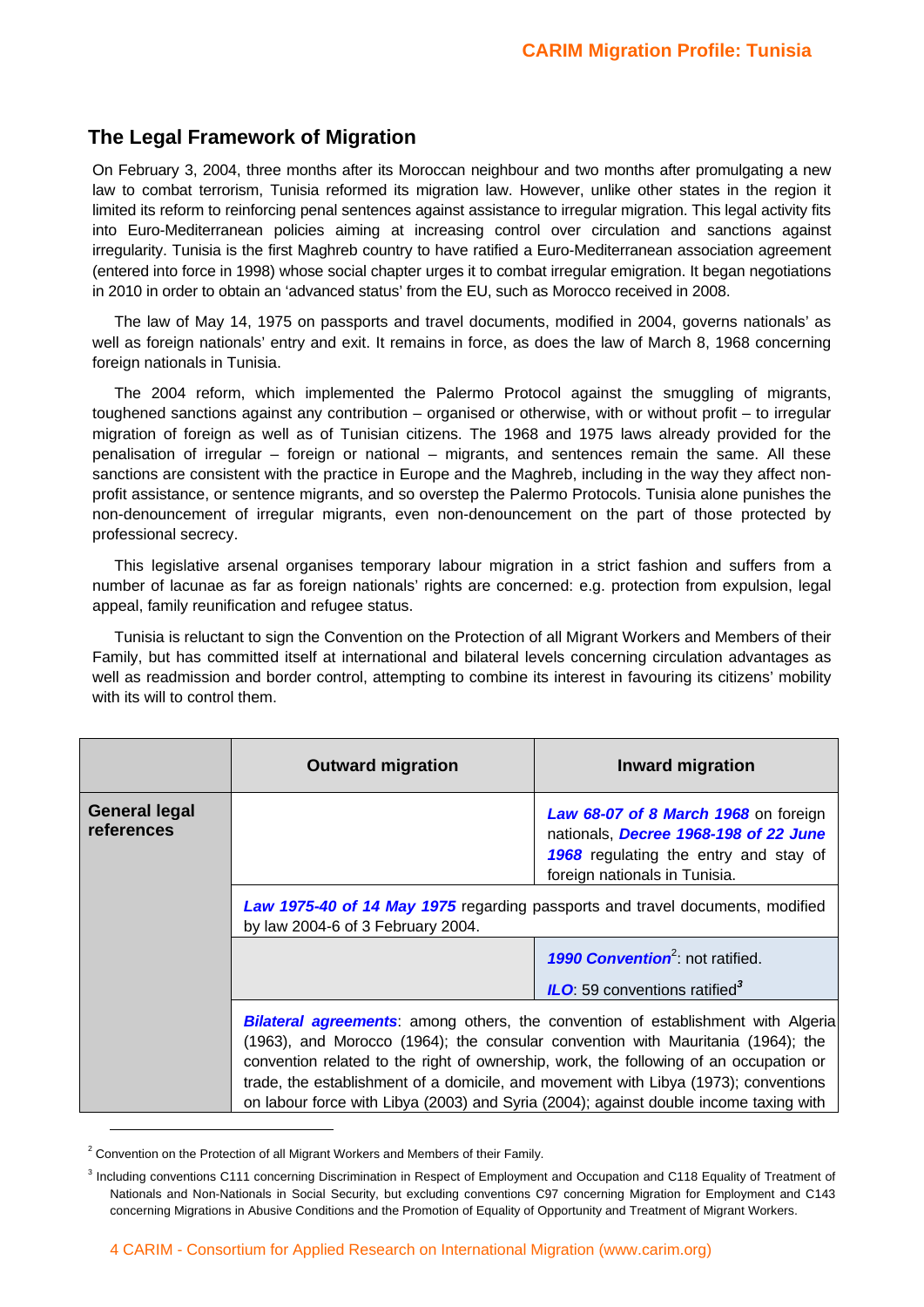## The Legal Framework of Migration

On February 3, 2004, three months after its Moroccan neighbour and two months after promulgating a new law to combat terrorism, Tunisia reformed its migration law. However, unlike other states in the region it limited its reform to reinforcing penal sentences against assistance to irregular migration. This legal activity fits into Euro-Mediterranean policies aiming at increasing control over circulation and sanctions against irregularity. Tunisia is the first Maghreb country to have ratified a Euro-Mediterranean association agreement (entered into force in 1998) whose social chapter urges it to combat irregular emigration. It began negotiations in 2010 in order to obtain an 'advanced status' from the EU, such as Morocco received in 2008.

The law of May 14, 1975 on passports and travel documents, modified in 2004, governs nationals' as well as foreign nationals' entry and exit. It remains in force, as does the law of March 8, 1968 concerning foreign nationals in Tunisia.

The 2004 reform, which implemented the Palermo Protocol against the smuggling of migrants, toughened sanctions against any contribution – organised or otherwise, with or without profit – to irregular migration of foreign as well as of Tunisian citizens. The 1968 and 1975 laws already provided for the penalisation of irregular – foreign or national – migrants, and sentences remain the same. All these sanctions are consistent with the practice in Europe and the Maghreb, including in the way they affect non-profit assistance, or sentence migrants, and so overstep the Palermo Protocols. Tunisia alone punishes the non-denouncement of irregular migrants, even non-denouncement on the part of those protected by professional secrecy.

This legislative arsenal organises temporary labour migration in a strict fashion and suffers from a number of lacunae as far as foreign nationals' rights are concerned: e.g. protection from expulsion, legal appeal, family reunification and refugee status.

Tunisia is reluctant to sign the Convention on the Protection of all Migrant Workers and Members of their Family, but has committed itself at international and bilateral levels concerning circulation advantages as well as readmission and border control, attempting to combine its interest in favouring its citizens' mobility with its will to control them.

| | Outward migration | Inward migration |
|---|---|---|
| **General legal references** | | ***Law 68-07 of 8 March 1968*** on foreign nationals, ***Decree 1968-198 of 22 June 1968*** regulating the entry and stay of foreign nationals in Tunisia. |
| | ***Law 1975-40 of 14 May 1975*** regarding passports and travel documents, modified by law 2004-6 of 3 February 2004. | |
| | | ***1990 Convention***[2]: not ratified.<br>***ILO***: 59 conventions ratified[3] |
| | ***Bilateral agreements***: among others, the convention of establishment with Algeria (1963), and Morocco (1964); the consular convention with Mauritania (1964); the convention related to the right of ownership, work, the following of an occupation or trade, the establishment of a domicile, and movement with Libya (1973); conventions on labour force with Libya (2003) and Syria (2004); against double income taxing with | |

[2] Convention on the Protection of all Migrant Workers and Members of their Family.

[3] Including conventions C111 concerning Discrimination in Respect of Employment and Occupation and C118 Equality of Treatment of Nationals and Non-Nationals in Social Security, but excluding conventions C97 concerning Migration for Employment and C143 concerning Migrations in Abusive Conditions and the Promotion of Equality of Opportunity and Treatment of Migrant Workers.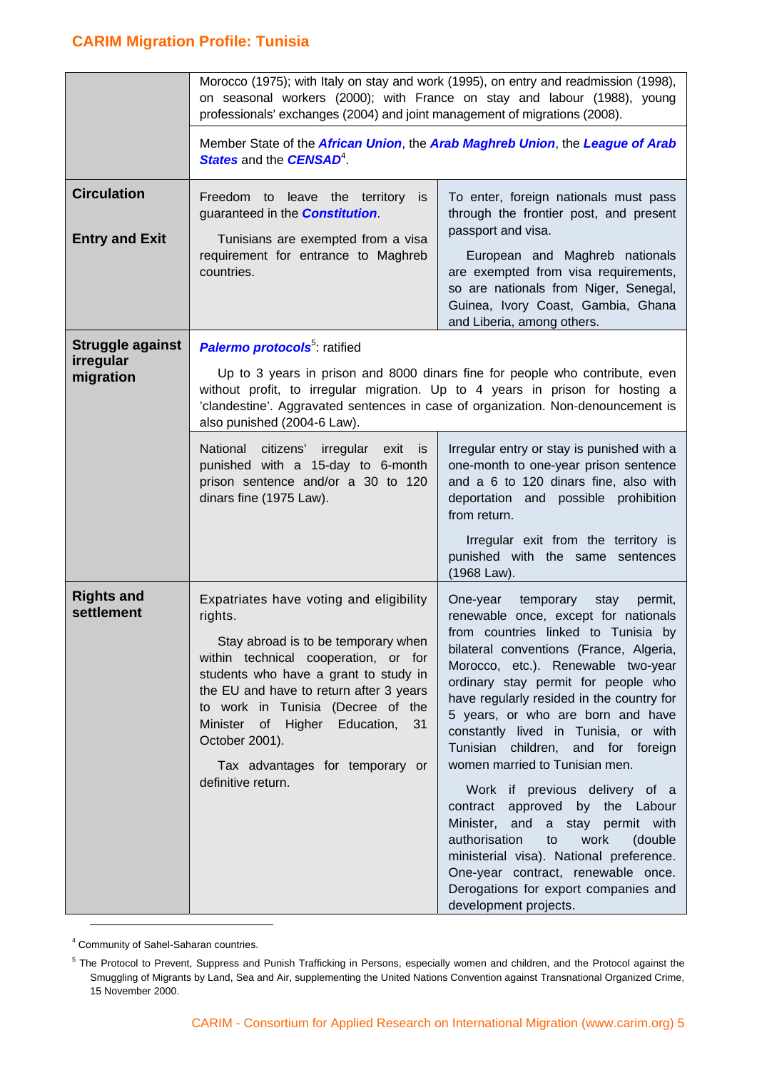| | | |
|---|---|---|
| | Morocco (1975); with Italy on stay and work (1995), on entry and readmission (1998), on seasonal workers (2000); with France on stay and labour (1988), young professionals' exchanges (2004) and joint management of migrations (2008). | |
| | Member State of the ***African Union***, the ***Arab Maghreb Union***, the ***League of Arab States*** and the ***CENSAD***[4]. | |
| **Circulation**<br><br>**Entry and Exit** | Freedom to leave the territory is guaranteed in the ***Constitution***.<br><br>Tunisians are exempted from a visa requirement for entrance to Maghreb countries. | To enter, foreign nationals must pass through the frontier post, and present passport and visa.<br><br>European and Maghreb nationals are exempted from visa requirements, so are nationals from Niger, Senegal, Guinea, Ivory Coast, Gambia, Ghana and Liberia, among others. |
| **Struggle against irregular migration** | ***Palermo protocols***[5]: ratified<br><br>Up to 3 years in prison and 8000 dinars fine for people who contribute, even without profit, to irregular migration. Up to 4 years in prison for hosting a 'clandestine'. Aggravated sentences in case of organization. Non-denouncement is also punished (2004-6 Law). | |
| | National citizens' irregular exit is punished with a 15-day to 6-month prison sentence and/or a 30 to 120 dinars fine (1975 Law). | Irregular entry or stay is punished with a one-month to one-year prison sentence and a 6 to 120 dinars fine, also with deportation and possible prohibition from return.<br><br>Irregular exit from the territory is punished with the same sentences (1968 Law). |
| **Rights and settlement** | Expatriates have voting and eligibility rights.<br><br>Stay abroad is to be temporary when within technical cooperation, or for students who have a grant to study in the EU and have to return after 3 years to work in Tunisia (Decree of the Minister of Higher Education, 31 October 2001).<br><br>Tax advantages for temporary or definitive return. | One-year temporary stay permit, renewable once, except for nationals from countries linked to Tunisia by bilateral conventions (France, Algeria, Morocco, etc.). Renewable two-year ordinary stay permit for people who have regularly resided in the country for 5 years, or who are born and have constantly lived in Tunisia, or with Tunisian children, and for foreign women married to Tunisian men.<br><br>Work if previous delivery of a contract approved by the Labour Minister, and a stay permit with authorisation to work (double ministerial visa). National preference. One-year contract, renewable once. Derogations for export companies and development projects. |

[4] Community of Sahel-Saharan countries.

[5] The Protocol to Prevent, Suppress and Punish Trafficking in Persons, especially women and children, and the Protocol against the Smuggling of Migrants by Land, Sea and Air, supplementing the United Nations Convention against Transnational Organized Crime, 15 November 2000.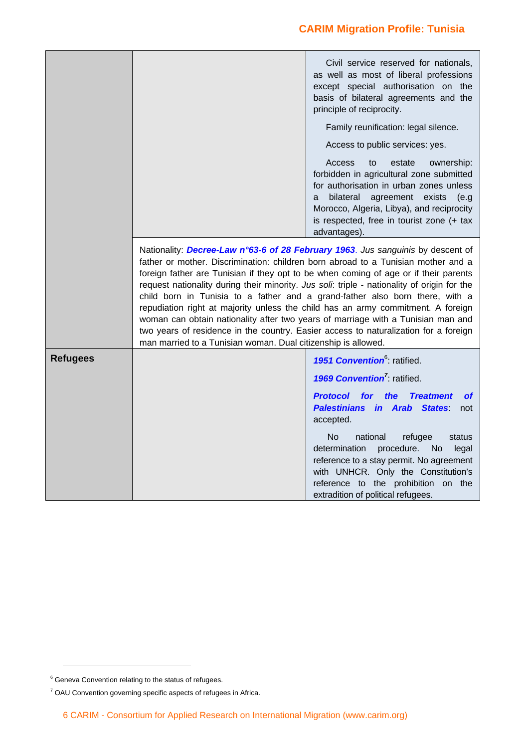| | | |
|---|---|---|
| | | Civil service reserved for nationals, as well as most of liberal professions except special authorisation on the basis of bilateral agreements and the principle of reciprocity.<br><br>Family reunification: legal silence.<br><br>Access to public services: yes.<br><br>Access to estate ownership: forbidden in agricultural zone submitted for authorisation in urban zones unless a bilateral agreement exists (e.g Morocco, Algeria, Libya), and reciprocity is respected, free in tourist zone (+ tax advantages). |
| | Nationality: ***Decree-Law n°63-6 of 28 February 1963***. *Jus sanguinis* by descent of father or mother. Discrimination: children born abroad to a Tunisian mother and a foreign father are Tunisian if they opt to be when coming of age or if their parents request nationality during their minority. *Jus soli*: triple - nationality of origin for the child born in Tunisia to a father and a grand-father also born there, with a repudiation right at majority unless the child has an army commitment. A foreign woman can obtain nationality after two years of marriage with a Tunisian man and two years of residence in the country. Easier access to naturalization for a foreign man married to a Tunisian woman. Dual citizenship is allowed. | |
| **Refugees** | | ***1951 Convention***[6]: ratified.<br><br>***1969 Convention***[7]: ratified.<br><br>***Protocol for the Treatment of Palestinians in Arab States***: not accepted.<br><br>No national refugee status determination procedure. No legal reference to a stay permit. No agreement with UNHCR. Only the Constitution's reference to the prohibition on the extradition of political refugees. |

[6] Geneva Convention relating to the status of refugees.

[7] OAU Convention governing specific aspects of refugees in Africa.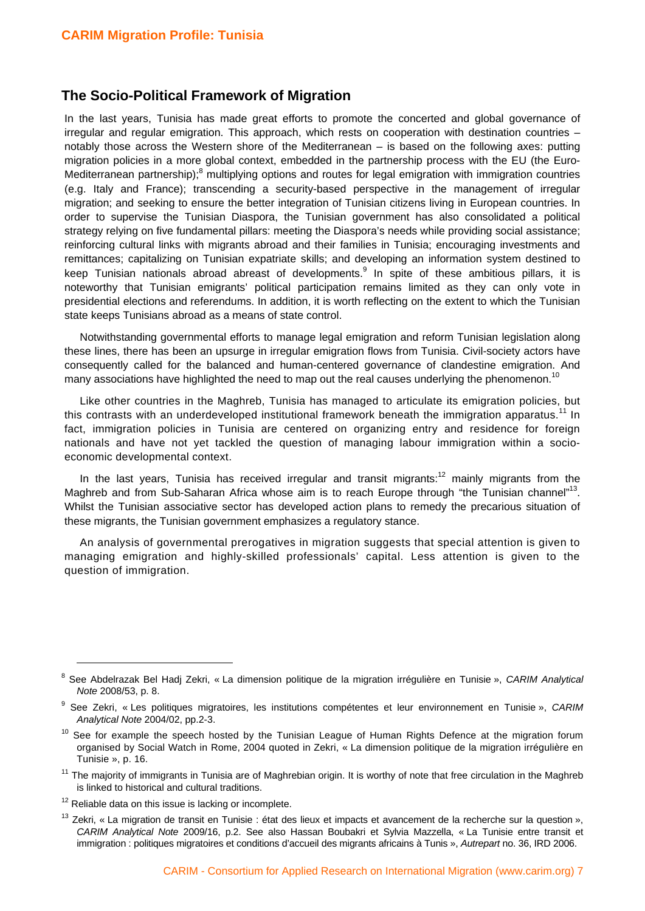## The Socio-Political Framework of Migration

In the last years, Tunisia has made great efforts to promote the concerted and global governance of irregular and regular emigration. This approach, which rests on cooperation with destination countries – notably those across the Western shore of the Mediterranean – is based on the following axes: putting migration policies in a more global context, embedded in the partnership process with the EU (the Euro-Mediterranean partnership);[8] multiplying options and routes for legal emigration with immigration countries (e.g. Italy and France); transcending a security-based perspective in the management of irregular migration; and seeking to ensure the better integration of Tunisian citizens living in European countries. In order to supervise the Tunisian Diaspora, the Tunisian government has also consolidated a political strategy relying on five fundamental pillars: meeting the Diaspora's needs while providing social assistance; reinforcing cultural links with migrants abroad and their families in Tunisia; encouraging investments and remittances; capitalizing on Tunisian expatriate skills; and developing an information system destined to keep Tunisian nationals abroad abreast of developments.[9] In spite of these ambitious pillars, it is noteworthy that Tunisian emigrants' political participation remains limited as they can only vote in presidential elections and referendums. In addition, it is worth reflecting on the extent to which the Tunisian state keeps Tunisians abroad as a means of state control.

Notwithstanding governmental efforts to manage legal emigration and reform Tunisian legislation along these lines, there has been an upsurge in irregular emigration flows from Tunisia. Civil-society actors have consequently called for the balanced and human-centered governance of clandestine emigration. And many associations have highlighted the need to map out the real causes underlying the phenomenon.[10]

Like other countries in the Maghreb, Tunisia has managed to articulate its emigration policies, but this contrasts with an underdeveloped institutional framework beneath the immigration apparatus.[11] In fact, immigration policies in Tunisia are centered on organizing entry and residence for foreign nationals and have not yet tackled the question of managing labour immigration within a socio-economic developmental context.

In the last years, Tunisia has received irregular and transit migrants:[12] mainly migrants from the Maghreb and from Sub-Saharan Africa whose aim is to reach Europe through "the Tunisian channel"[13]. Whilst the Tunisian associative sector has developed action plans to remedy the precarious situation of these migrants, the Tunisian government emphasizes a regulatory stance.

An analysis of governmental prerogatives in migration suggests that special attention is given to managing emigration and highly-skilled professionals' capital. Less attention is given to the question of immigration.

---

[8] See Abdelrazak Bel Hadj Zekri, « La dimension politique de la migration irrégulière en Tunisie », *CARIM Analytical Note* 2008/53, p. 8.

[9] See Zekri, « Les politiques migratoires, les institutions compétentes et leur environnement en Tunisie », *CARIM Analytical Note* 2004/02, pp.2-3.

[10] See for example the speech hosted by the Tunisian League of Human Rights Defence at the migration forum organised by Social Watch in Rome, 2004 quoted in Zekri, « La dimension politique de la migration irrégulière en Tunisie », p. 16.

[11] The majority of immigrants in Tunisia are of Maghrebian origin. It is worthy of note that free circulation in the Maghreb is linked to historical and cultural traditions.

[12] Reliable data on this issue is lacking or incomplete.

[13] Zekri, « La migration de transit en Tunisie : état des lieux et impacts et avancement de la recherche sur la question », *CARIM Analytical Note* 2009/16, p.2. See also Hassan Boubakri et Sylvia Mazzella, « La Tunisie entre transit et immigration : politiques migratoires et conditions d'accueil des migrants africains à Tunis », *Autrepart* no. 36, IRD 2006.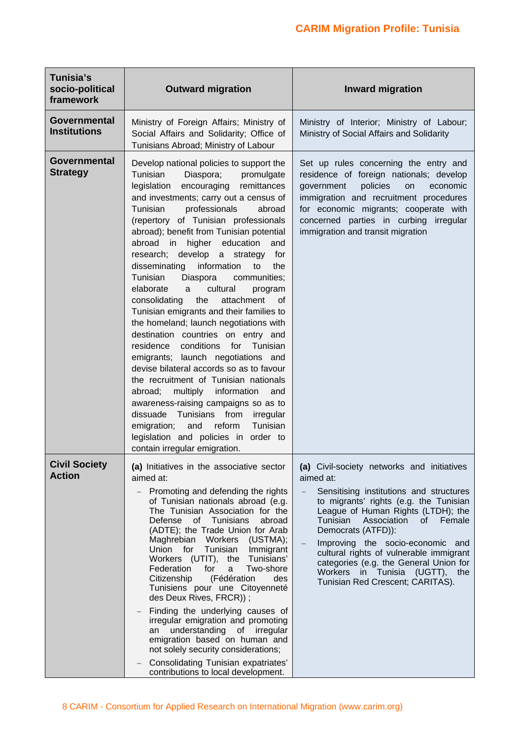| Tunisia's socio-political framework | Outward migration | Inward migration |
|---|---|---|
| **Governmental Institutions** | Ministry of Foreign Affairs; Ministry of Social Affairs and Solidarity; Office of Tunisians Abroad; Ministry of Labour | Ministry of Interior; Ministry of Labour; Ministry of Social Affairs and Solidarity |
| **Governmental Strategy** | Develop national policies to support the Tunisian Diaspora; promulgate legislation encouraging remittances and investments; carry out a census of Tunisian professionals abroad (repertory of Tunisian professionals abroad); benefit from Tunisian potential abroad in higher education and research; develop a strategy for disseminating information to the Tunisian Diaspora communities; elaborate a cultural program consolidating the attachment of Tunisian emigrants and their families to the homeland; launch negotiations with destination countries on entry and residence conditions for Tunisian emigrants; launch negotiations and devise bilateral accords so as to favour the recruitment of Tunisian nationals abroad; multiply information and awareness-raising campaigns so as to dissuade Tunisians from irregular emigration; and reform Tunisian legislation and policies in order to contain irregular emigration. | Set up rules concerning the entry and residence of foreign nationals; develop government policies on economic immigration and recruitment procedures for economic migrants; cooperate with concerned parties in curbing irregular immigration and transit migration |
| **Civil Society Action** | **(a)** Initiatives in the associative sector aimed at:<br>– Promoting and defending the rights of Tunisian nationals abroad (e.g. The Tunisian Association for the Defense of Tunisians abroad (ADTE); the Trade Union for Arab Maghrebian Workers (USTMA); Union for Tunisian Immigrant Workers (UTIT), the Tunisians' Federation for a Two-shore Citizenship (Fédération des Tunisiens pour une Citoyenneté des Deux Rives, FRCR)) ;<br>– Finding the underlying causes of irregular emigration and promoting an understanding of irregular emigration based on human and not solely security considerations;<br>– Consolidating Tunisian expatriates' contributions to local development. | **(a)** Civil-society networks and initiatives aimed at:<br>– Sensitising institutions and structures to migrants' rights (e.g. the Tunisian League of Human Rights (LTDH); the Tunisian Association of Female Democrats (ATFD)):<br>– Improving the socio-economic and cultural rights of vulnerable immigrant categories (e.g. the General Union for Workers in Tunisia (UGTT), the Tunisian Red Crescent; CARITAS). |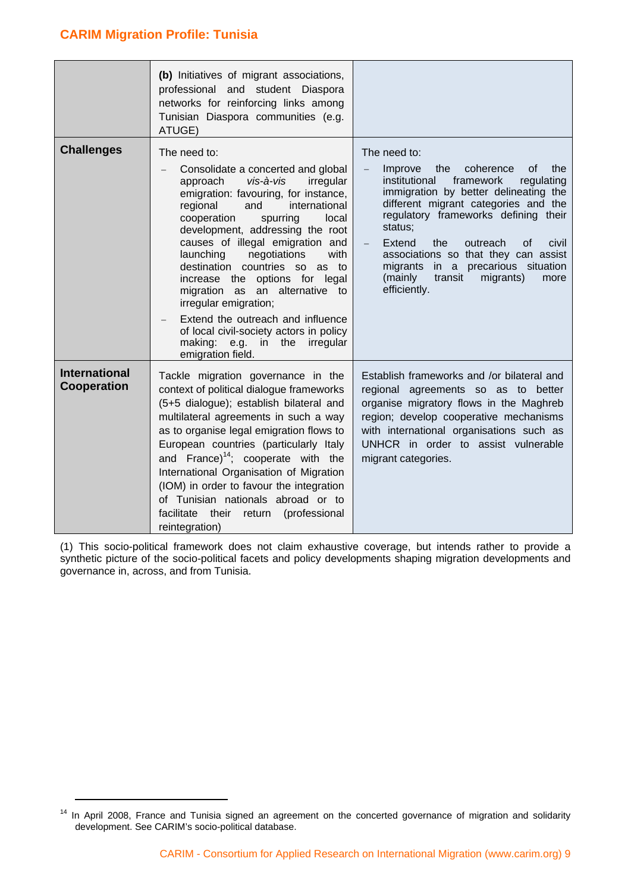| | | |
|---|---|---|
| | **(b)** Initiatives of migrant associations, professional and student Diaspora networks for reinforcing links among Tunisian Diaspora communities (e.g. ATUGE) | |
| **Challenges** | The need to: – Consolidate a concerted and global approach *vis-à-vis* irregular emigration: favouring, for instance, regional and international cooperation spurring local development, addressing the root causes of illegal emigration and launching negotiations with destination countries so as to increase the options for legal migration as an alternative to irregular emigration; – Extend the outreach and influence of local civil-society actors in policy making: e.g. in the irregular emigration field. | The need to: – Improve the coherence of the institutional framework regulating immigration by better delineating the different migrant categories and the regulatory frameworks defining their status; – Extend the outreach of civil associations so that they can assist migrants in a precarious situation (mainly transit migrants) more efficiently. |
| **International Cooperation** | Tackle migration governance in the context of political dialogue frameworks (5+5 dialogue); establish bilateral and multilateral agreements in such a way as to organise legal emigration flows to European countries (particularly Italy and France)[14]; cooperate with the International Organisation of Migration (IOM) in order to favour the integration of Tunisian nationals abroad or to facilitate their return (professional reintegration) | Establish frameworks and /or bilateral and regional agreements so as to better organise migratory flows in the Maghreb region; develop cooperative mechanisms with international organisations such as UNHCR in order to assist vulnerable migrant categories. |

(1) This socio-political framework does not claim exhaustive coverage, but intends rather to provide a synthetic picture of the socio-political facets and policy developments shaping migration developments and governance in, across, and from Tunisia.

[14] In April 2008, France and Tunisia signed an agreement on the concerted governance of migration and solidarity development. See CARIM's socio-political database.